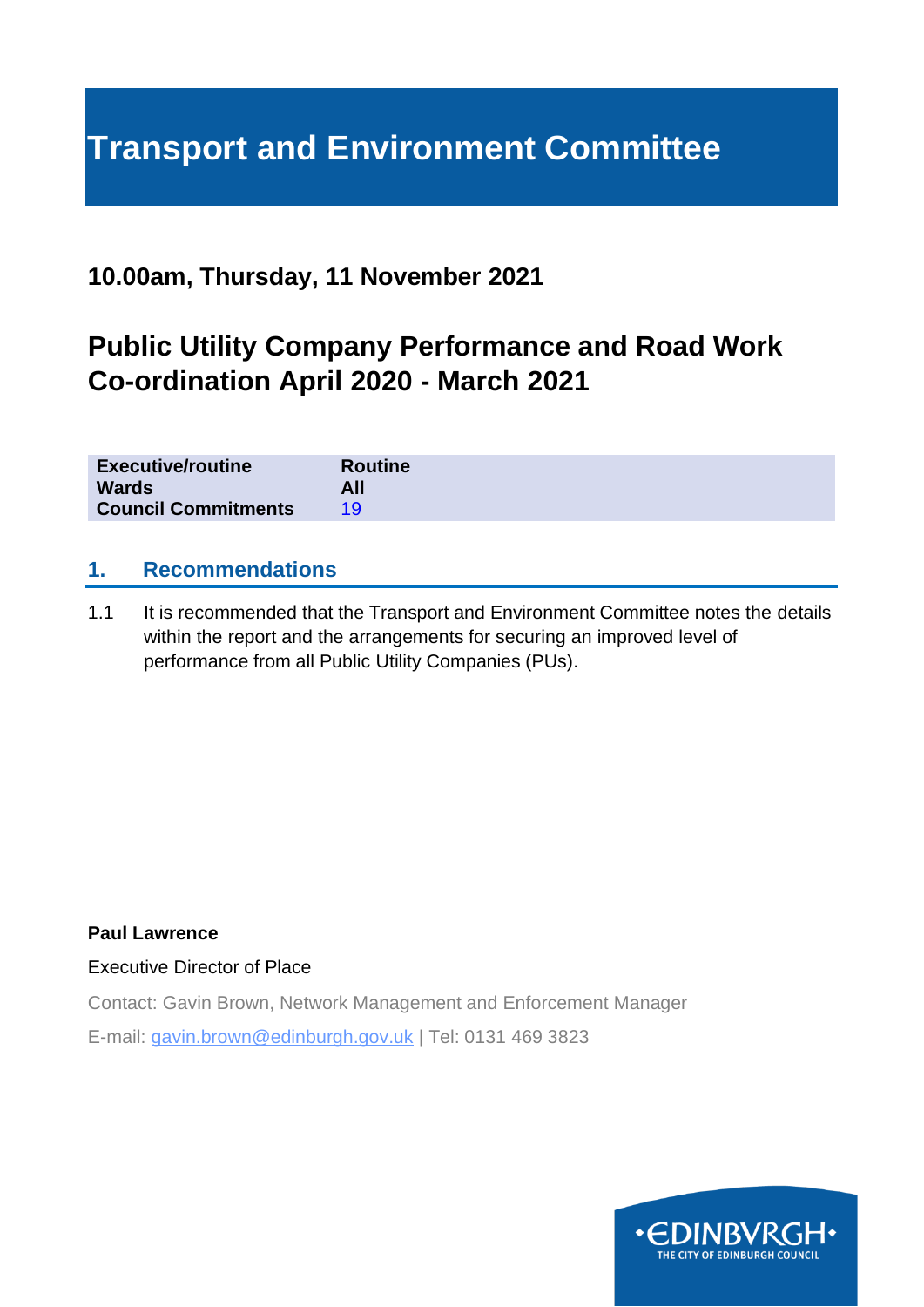# Transport and Environment Committee

## 10.00am, Thursday, 11 November 2021

## Public Utility Company Performance and Road Work Co-ordination April 2020 - March 2021

| | |
|---|---|
| **Executive/routine** | **Routine** |
| **Wards** | **All** |
| **Council Commitments** | 19 |

## 1. Recommendations

1.1 It is recommended that the Transport and Environment Committee notes the details within the report and the arrangements for securing an improved level of performance from all Public Utility Companies (PUs).

**Paul Lawrence**

Executive Director of Place

Contact: Gavin Brown, Network Management and Enforcement Manager

E-mail: gavin.brown@edinburgh.gov.uk | Tel: 0131 469 3823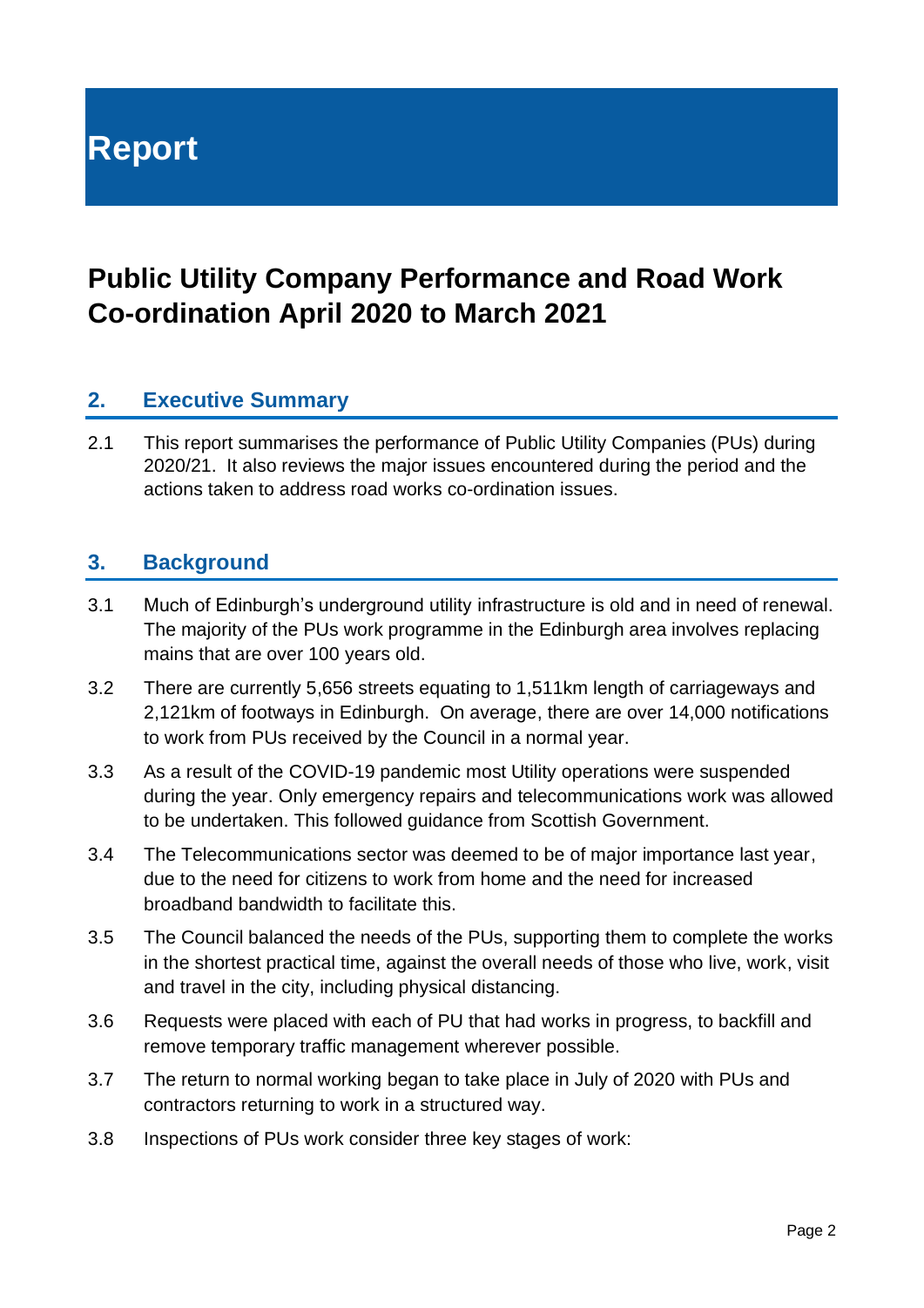# Report

## Public Utility Company Performance and Road Work Co-ordination April 2020 to March 2021

### 2. Executive Summary

2.1 This report summarises the performance of Public Utility Companies (PUs) during 2020/21. It also reviews the major issues encountered during the period and the actions taken to address road works co-ordination issues.

### 3. Background

3.1 Much of Edinburgh's underground utility infrastructure is old and in need of renewal. The majority of the PUs work programme in the Edinburgh area involves replacing mains that are over 100 years old.

3.2 There are currently 5,656 streets equating to 1,511km length of carriageways and 2,121km of footways in Edinburgh. On average, there are over 14,000 notifications to work from PUs received by the Council in a normal year.

3.3 As a result of the COVID-19 pandemic most Utility operations were suspended during the year. Only emergency repairs and telecommunications work was allowed to be undertaken. This followed guidance from Scottish Government.

3.4 The Telecommunications sector was deemed to be of major importance last year, due to the need for citizens to work from home and the need for increased broadband bandwidth to facilitate this.

3.5 The Council balanced the needs of the PUs, supporting them to complete the works in the shortest practical time, against the overall needs of those who live, work, visit and travel in the city, including physical distancing.

3.6 Requests were placed with each of PU that had works in progress, to backfill and remove temporary traffic management wherever possible.

3.7 The return to normal working began to take place in July of 2020 with PUs and contractors returning to work in a structured way.

3.8 Inspections of PUs work consider three key stages of work: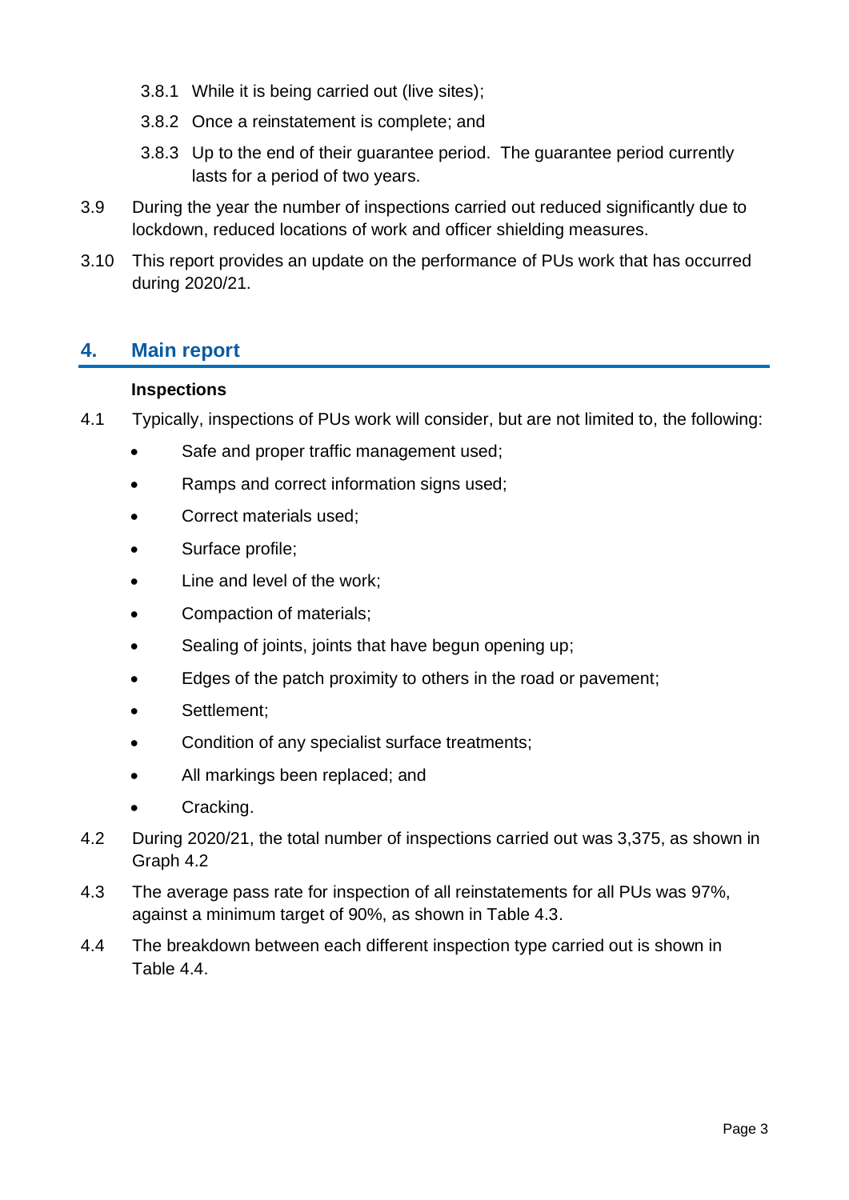3.8.1 While it is being carried out (live sites);

3.8.2 Once a reinstatement is complete; and

3.8.3 Up to the end of their guarantee period. The guarantee period currently lasts for a period of two years.

3.9 During the year the number of inspections carried out reduced significantly due to lockdown, reduced locations of work and officer shielding measures.

3.10 This report provides an update on the performance of PUs work that has occurred during 2020/21.

## 4. Main report

**Inspections**

4.1 Typically, inspections of PUs work will consider, but are not limited to, the following:

- Safe and proper traffic management used;
- Ramps and correct information signs used;
- Correct materials used;
- Surface profile;
- Line and level of the work;
- Compaction of materials;
- Sealing of joints, joints that have begun opening up;
- Edges of the patch proximity to others in the road or pavement;
- Settlement;
- Condition of any specialist surface treatments;
- All markings been replaced; and
- Cracking.

4.2 During 2020/21, the total number of inspections carried out was 3,375, as shown in Graph 4.2

4.3 The average pass rate for inspection of all reinstatements for all PUs was 97%, against a minimum target of 90%, as shown in Table 4.3.

4.4 The breakdown between each different inspection type carried out is shown in Table 4.4.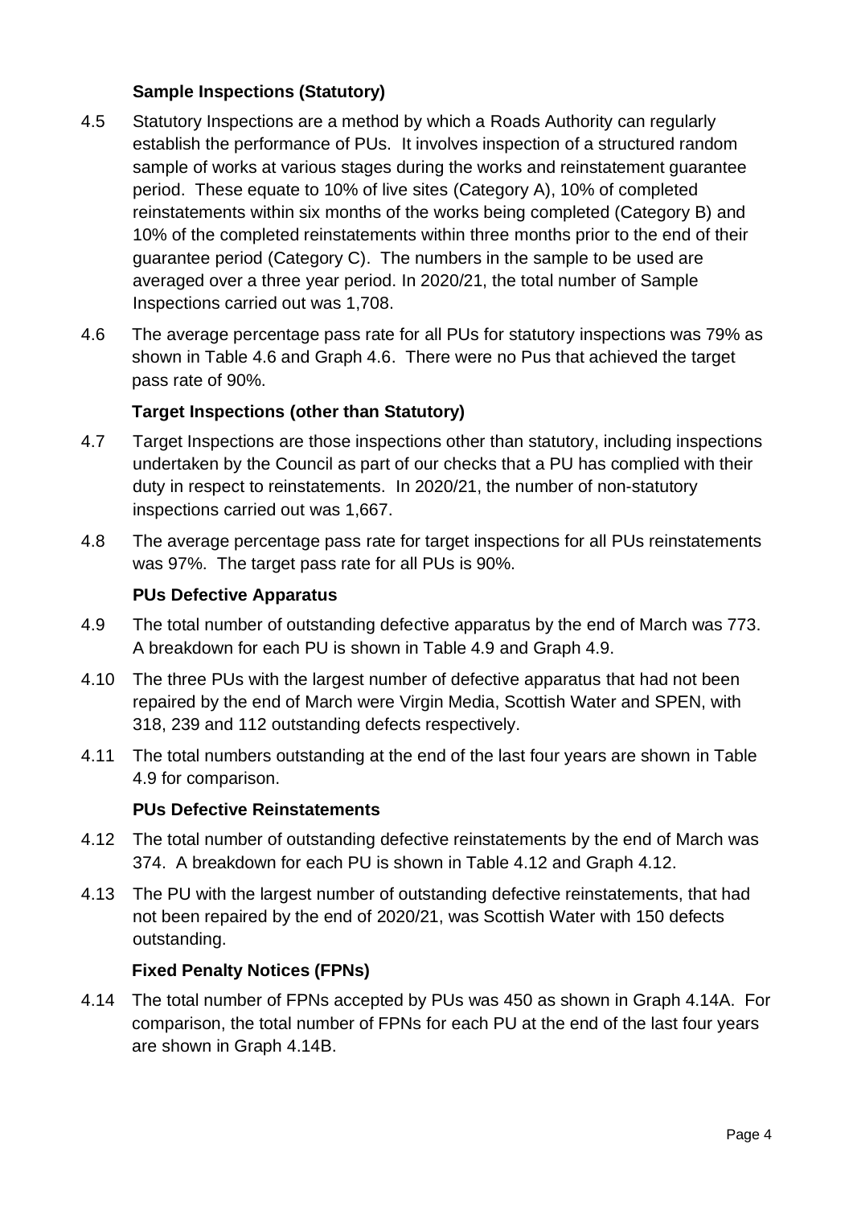### Sample Inspections (Statutory)

4.5 Statutory Inspections are a method by which a Roads Authority can regularly establish the performance of PUs. It involves inspection of a structured random sample of works at various stages during the works and reinstatement guarantee period. These equate to 10% of live sites (Category A), 10% of completed reinstatements within six months of the works being completed (Category B) and 10% of the completed reinstatements within three months prior to the end of their guarantee period (Category C). The numbers in the sample to be used are averaged over a three year period. In 2020/21, the total number of Sample Inspections carried out was 1,708.

4.6 The average percentage pass rate for all PUs for statutory inspections was 79% as shown in Table 4.6 and Graph 4.6. There were no Pus that achieved the target pass rate of 90%.

### Target Inspections (other than Statutory)

4.7 Target Inspections are those inspections other than statutory, including inspections undertaken by the Council as part of our checks that a PU has complied with their duty in respect to reinstatements. In 2020/21, the number of non-statutory inspections carried out was 1,667.

4.8 The average percentage pass rate for target inspections for all PUs reinstatements was 97%. The target pass rate for all PUs is 90%.

### PUs Defective Apparatus

4.9 The total number of outstanding defective apparatus by the end of March was 773. A breakdown for each PU is shown in Table 4.9 and Graph 4.9.

4.10 The three PUs with the largest number of defective apparatus that had not been repaired by the end of March were Virgin Media, Scottish Water and SPEN, with 318, 239 and 112 outstanding defects respectively.

4.11 The total numbers outstanding at the end of the last four years are shown in Table 4.9 for comparison.

### PUs Defective Reinstatements

4.12 The total number of outstanding defective reinstatements by the end of March was 374. A breakdown for each PU is shown in Table 4.12 and Graph 4.12.

4.13 The PU with the largest number of outstanding defective reinstatements, that had not been repaired by the end of 2020/21, was Scottish Water with 150 defects outstanding.

### Fixed Penalty Notices (FPNs)

4.14 The total number of FPNs accepted by PUs was 450 as shown in Graph 4.14A. For comparison, the total number of FPNs for each PU at the end of the last four years are shown in Graph 4.14B.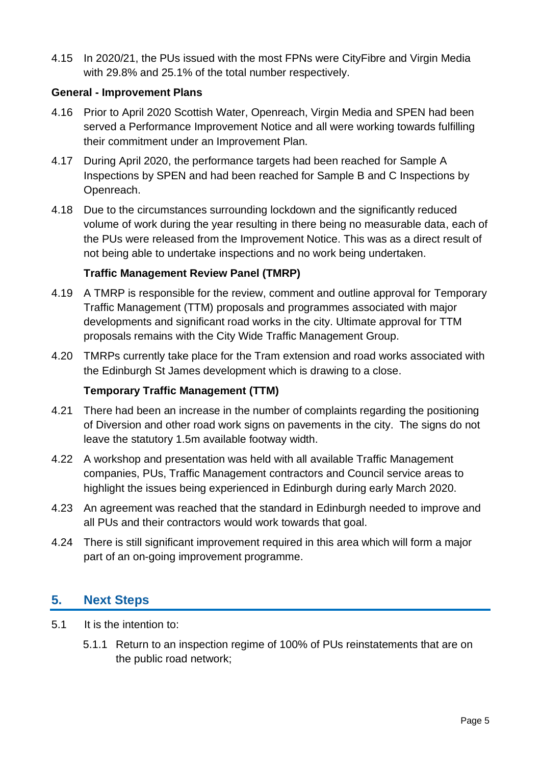4.15 In 2020/21, the PUs issued with the most FPNs were CityFibre and Virgin Media with 29.8% and 25.1% of the total number respectively.

**General - Improvement Plans**

4.16 Prior to April 2020 Scottish Water, Openreach, Virgin Media and SPEN had been served a Performance Improvement Notice and all were working towards fulfilling their commitment under an Improvement Plan.

4.17 During April 2020, the performance targets had been reached for Sample A Inspections by SPEN and had been reached for Sample B and C Inspections by Openreach.

4.18 Due to the circumstances surrounding lockdown and the significantly reduced volume of work during the year resulting in there being no measurable data, each of the PUs were released from the Improvement Notice. This was as a direct result of not being able to undertake inspections and no work being undertaken.

**Traffic Management Review Panel (TMRP)**

4.19 A TMRP is responsible for the review, comment and outline approval for Temporary Traffic Management (TTM) proposals and programmes associated with major developments and significant road works in the city. Ultimate approval for TTM proposals remains with the City Wide Traffic Management Group.

4.20 TMRPs currently take place for the Tram extension and road works associated with the Edinburgh St James development which is drawing to a close.

**Temporary Traffic Management (TTM)**

4.21 There had been an increase in the number of complaints regarding the positioning of Diversion and other road work signs on pavements in the city. The signs do not leave the statutory 1.5m available footway width.

4.22 A workshop and presentation was held with all available Traffic Management companies, PUs, Traffic Management contractors and Council service areas to highlight the issues being experienced in Edinburgh during early March 2020.

4.23 An agreement was reached that the standard in Edinburgh needed to improve and all PUs and their contractors would work towards that goal.

4.24 There is still significant improvement required in this area which will form a major part of an on-going improvement programme.

## 5. Next Steps

5.1 It is the intention to:

5.1.1 Return to an inspection regime of 100% of PUs reinstatements that are on the public road network;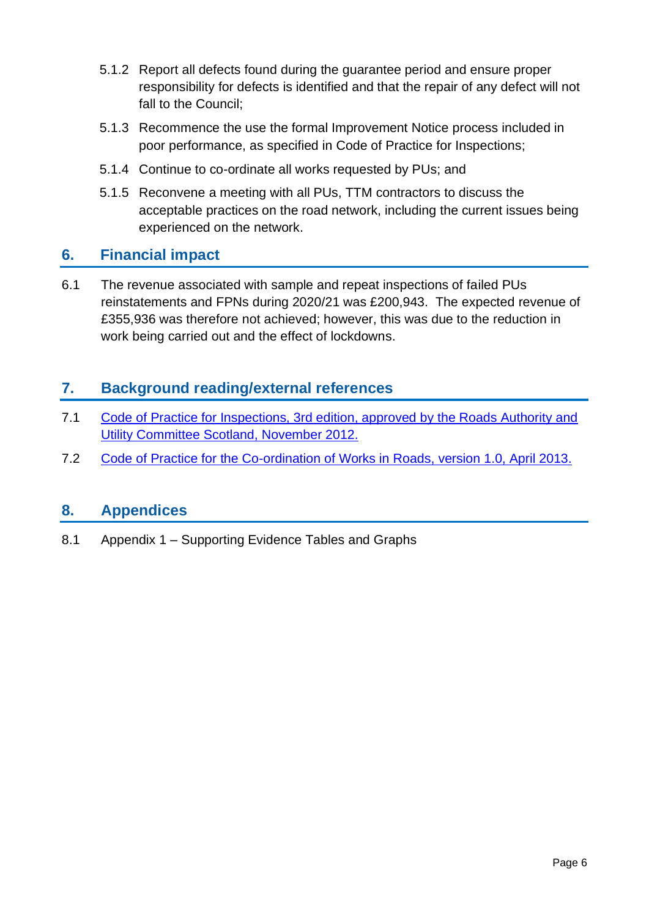5.1.2 Report all defects found during the guarantee period and ensure proper responsibility for defects is identified and that the repair of any defect will not fall to the Council;

5.1.3 Recommence the use the formal Improvement Notice process included in poor performance, as specified in Code of Practice for Inspections;

5.1.4 Continue to co-ordinate all works requested by PUs; and

5.1.5 Reconvene a meeting with all PUs, TTM contractors to discuss the acceptable practices on the road network, including the current issues being experienced on the network.

## 6. Financial impact

6.1 The revenue associated with sample and repeat inspections of failed PUs reinstatements and FPNs during 2020/21 was £200,943. The expected revenue of £355,936 was therefore not achieved; however, this was due to the reduction in work being carried out and the effect of lockdowns.

## 7. Background reading/external references

7.1 Code of Practice for Inspections, 3rd edition, approved by the Roads Authority and Utility Committee Scotland, November 2012.

7.2 Code of Practice for the Co-ordination of Works in Roads, version 1.0, April 2013.

## 8. Appendices

8.1 Appendix 1 – Supporting Evidence Tables and Graphs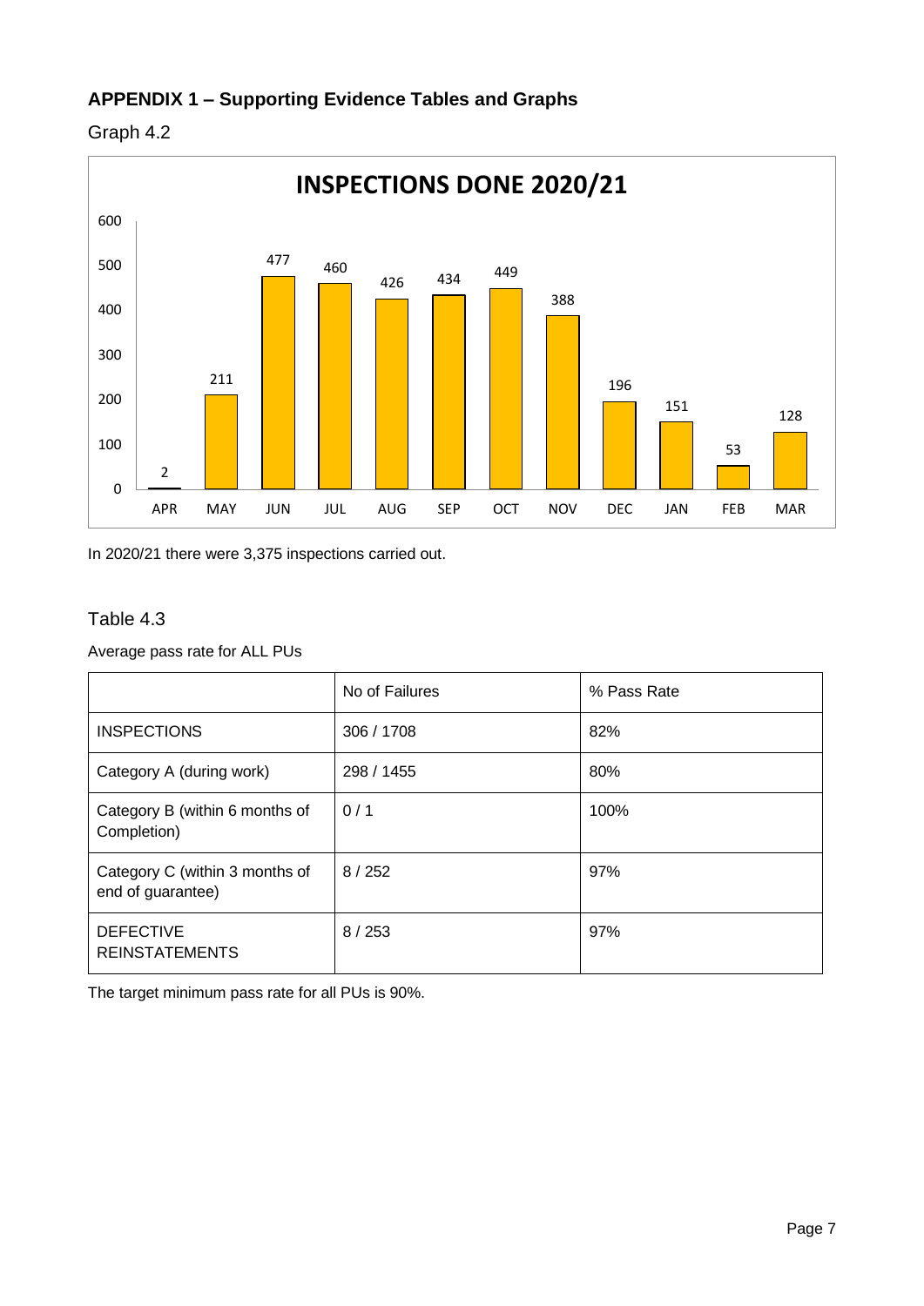## APPENDIX 1 – Supporting Evidence Tables and Graphs

Graph 4.2

**INSPECTIONS DONE 2020/21**

| Month | Inspections |
|---|---|
| APR | 2 |
| MAY | 211 |
| JUN | 477 |
| JUL | 460 |
| AUG | 426 |
| SEP | 434 |
| OCT | 449 |
| NOV | 388 |
| DEC | 196 |
| JAN | 151 |
| FEB | 53 |
| MAR | 128 |

In 2020/21 there were 3,375 inspections carried out.

Table 4.3

Average pass rate for ALL PUs

| | No of Failures | % Pass Rate |
|---|---|---|
| INSPECTIONS | 306 / 1708 | 82% |
| Category A (during work) | 298 / 1455 | 80% |
| Category B (within 6 months of Completion) | 0 / 1 | 100% |
| Category C (within 3 months of end of guarantee) | 8 / 252 | 97% |
| DEFECTIVE REINSTATEMENTS | 8 / 253 | 97% |

The target minimum pass rate for all PUs is 90%.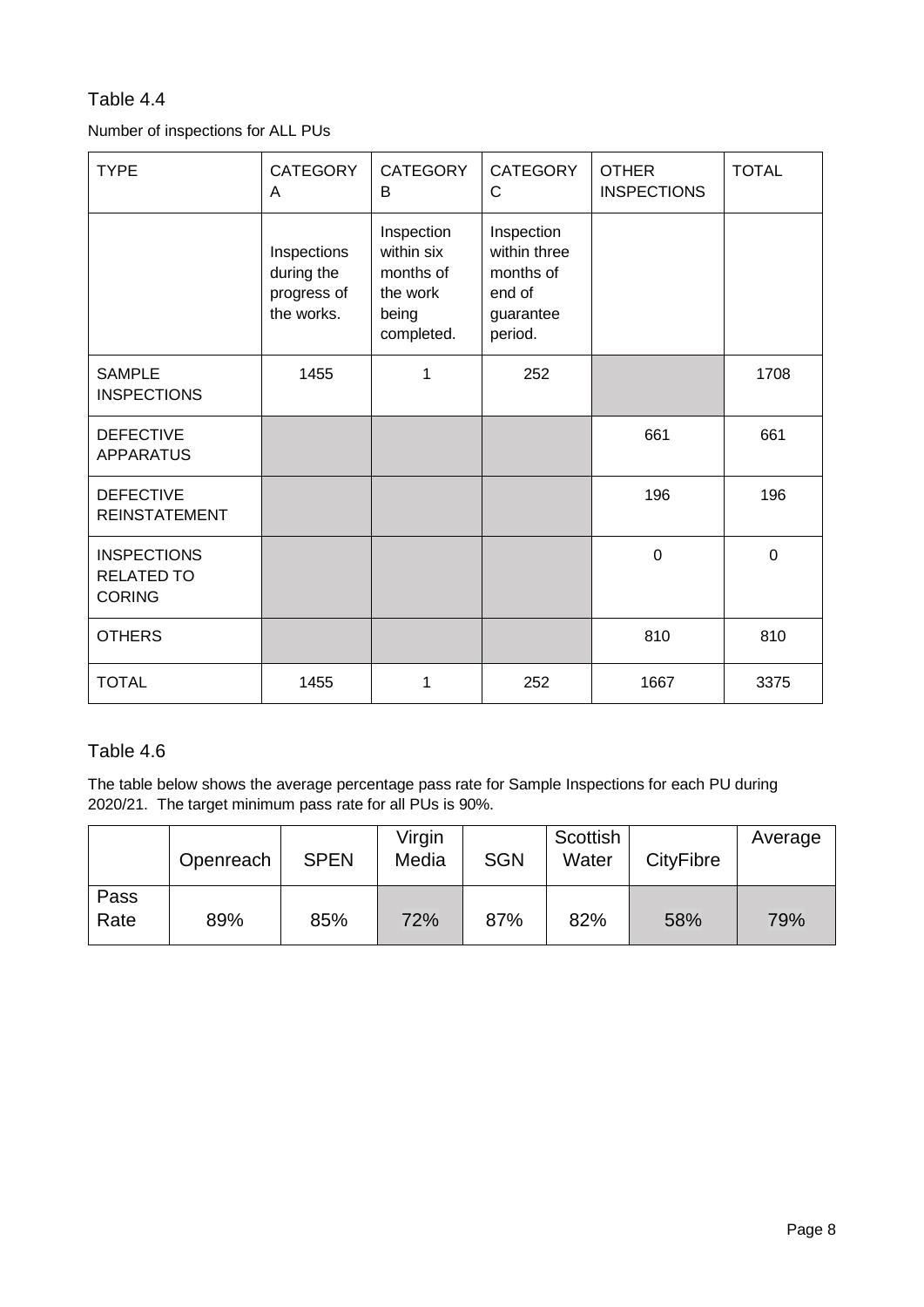## Table 4.4

Number of inspections for ALL PUs

| TYPE | CATEGORY A | CATEGORY B | CATEGORY C | OTHER INSPECTIONS | TOTAL |
|---|---|---|---|---|---|
| | Inspections during the progress of the works. | Inspection within six months of the work being completed. | Inspection within three months of end of guarantee period. | | |
| SAMPLE INSPECTIONS | 1455 | 1 | 252 | | 1708 |
| DEFECTIVE APPARATUS | | | | 661 | 661 |
| DEFECTIVE REINSTATEMENT | | | | 196 | 196 |
| INSPECTIONS RELATED TO CORING | | | | 0 | 0 |
| OTHERS | | | | 810 | 810 |
| TOTAL | 1455 | 1 | 252 | 1667 | 3375 |

## Table 4.6

The table below shows the average percentage pass rate for Sample Inspections for each PU during 2020/21. The target minimum pass rate for all PUs is 90%.

| | Openreach | SPEN | Virgin Media | SGN | Scottish Water | CityFibre | Average |
|---|---|---|---|---|---|---|---|
| Pass Rate | 89% | 85% | 72% | 87% | 82% | 58% | 79% |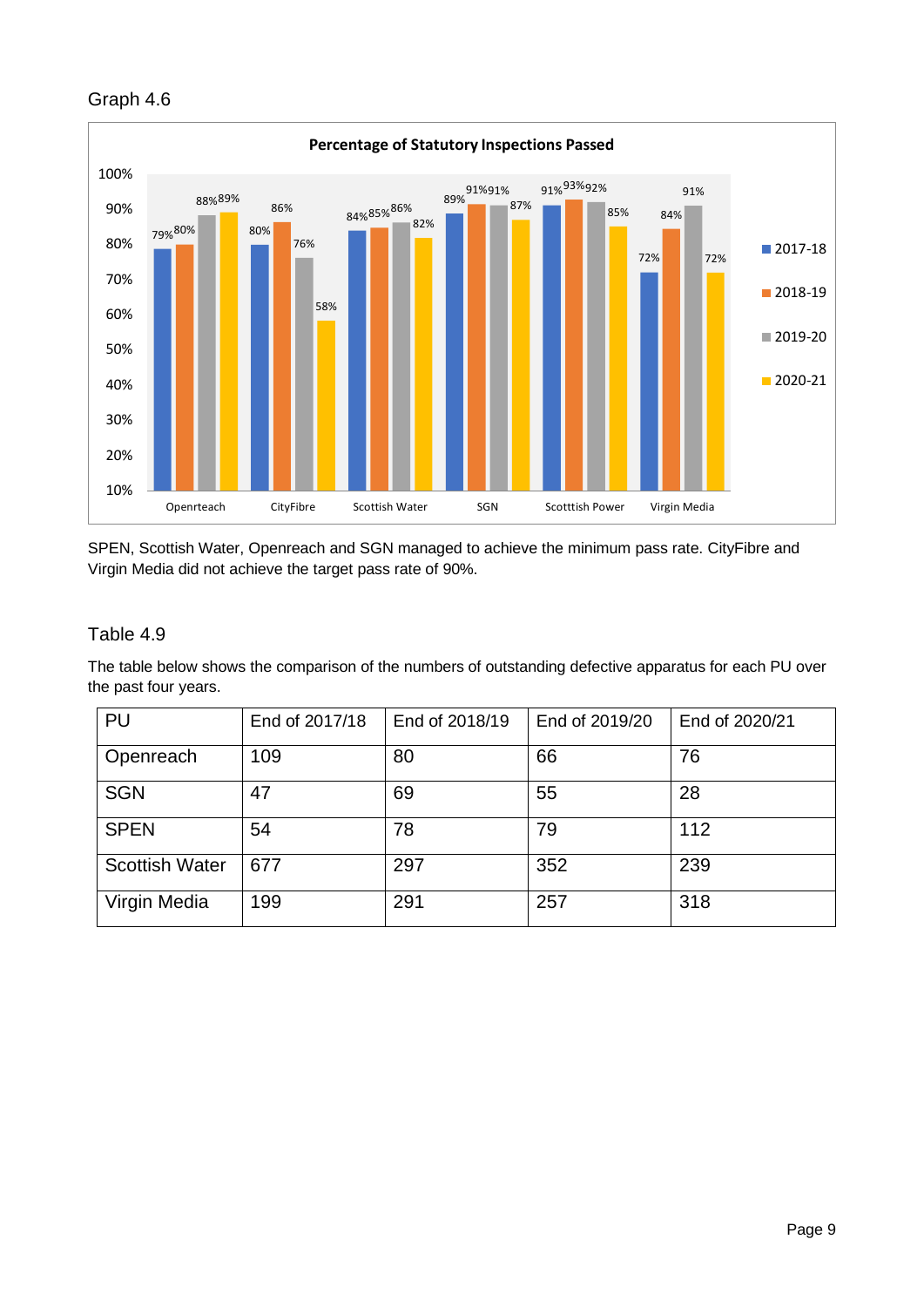Graph 4.6

**Percentage of Statutory Inspections Passed**

| | 2017-18 | 2018-19 | 2019-20 | 2020-21 |
|---|---|---|---|---|
| Openrteach | 79% | 80% | 88% | 89% |
| CityFibre | 80% | 86% | 76% | 58% |
| Scottish Water | 84% | 85% | 86% | 82% |
| SGN | 89% | 91% | 91% | 87% |
| Scotttish Power | 91% | 93% | 92% | 85% |
| Virgin Media | 72% | 84% | 91% | 72% |

SPEN, Scottish Water, Openreach and SGN managed to achieve the minimum pass rate. CityFibre and Virgin Media did not achieve the target pass rate of 90%.

Table 4.9

The table below shows the comparison of the numbers of outstanding defective apparatus for each PU over the past four years.

| PU | End of 2017/18 | End of 2018/19 | End of 2019/20 | End of 2020/21 |
|---|---|---|---|---|
| Openreach | 109 | 80 | 66 | 76 |
| SGN | 47 | 69 | 55 | 28 |
| SPEN | 54 | 78 | 79 | 112 |
| Scottish Water | 677 | 297 | 352 | 239 |
| Virgin Media | 199 | 291 | 257 | 318 |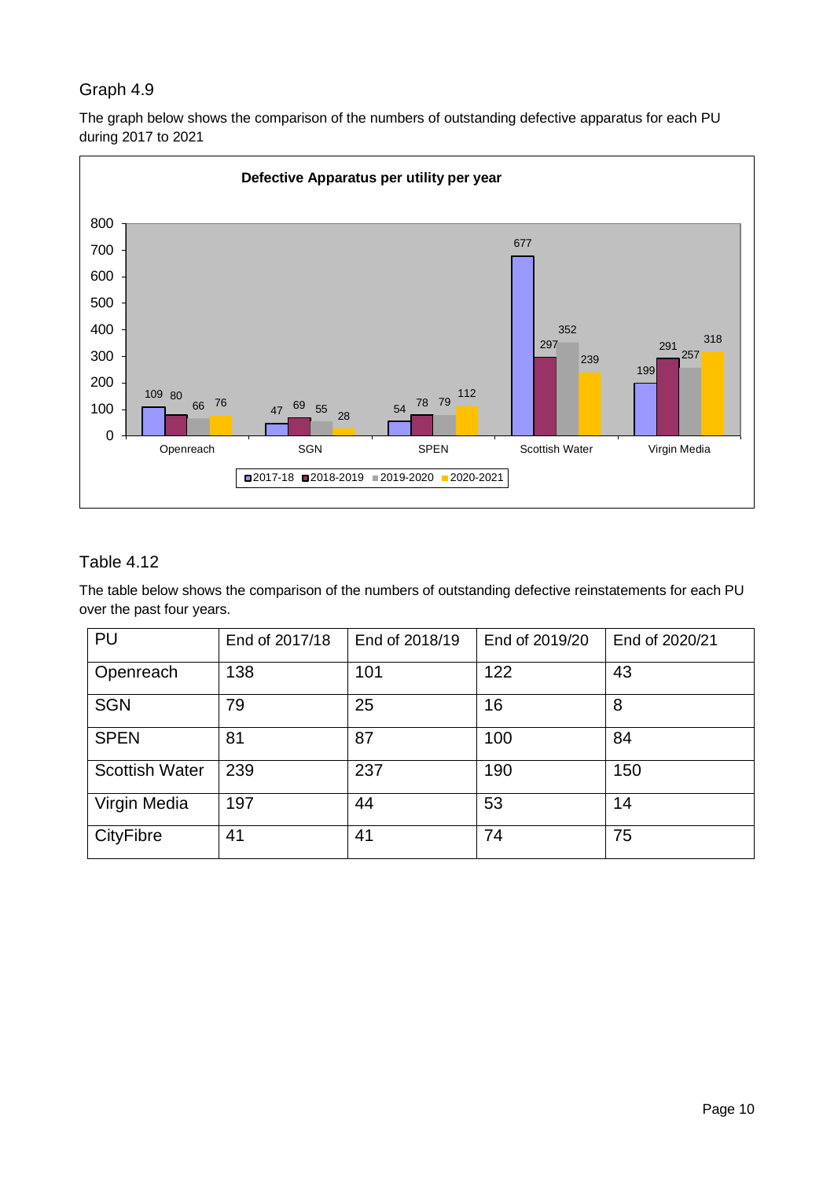## Graph 4.9

The graph below shows the comparison of the numbers of outstanding defective apparatus for each PU during 2017 to 2021

**Defective Apparatus per utility per year**

| PU | 2017-18 | 2018-2019 | 2019-2020 | 2020-2021 |
|---|---|---|---|---|
| Openreach | 109 | 80 | 66 | 76 |
| SGN | 47 | 69 | 55 | 28 |
| SPEN | 54 | 78 | 79 | 112 |
| Scottish Water | 677 | 297 | 352 | 239 |
| Virgin Media | 199 | 291 | 257 | 318 |

## Table 4.12

The table below shows the comparison of the numbers of outstanding defective reinstatements for each PU over the past four years.

| PU | End of 2017/18 | End of 2018/19 | End of 2019/20 | End of 2020/21 |
|---|---|---|---|---|
| Openreach | 138 | 101 | 122 | 43 |
| SGN | 79 | 25 | 16 | 8 |
| SPEN | 81 | 87 | 100 | 84 |
| Scottish Water | 239 | 237 | 190 | 150 |
| Virgin Media | 197 | 44 | 53 | 14 |
| CityFibre | 41 | 41 | 74 | 75 |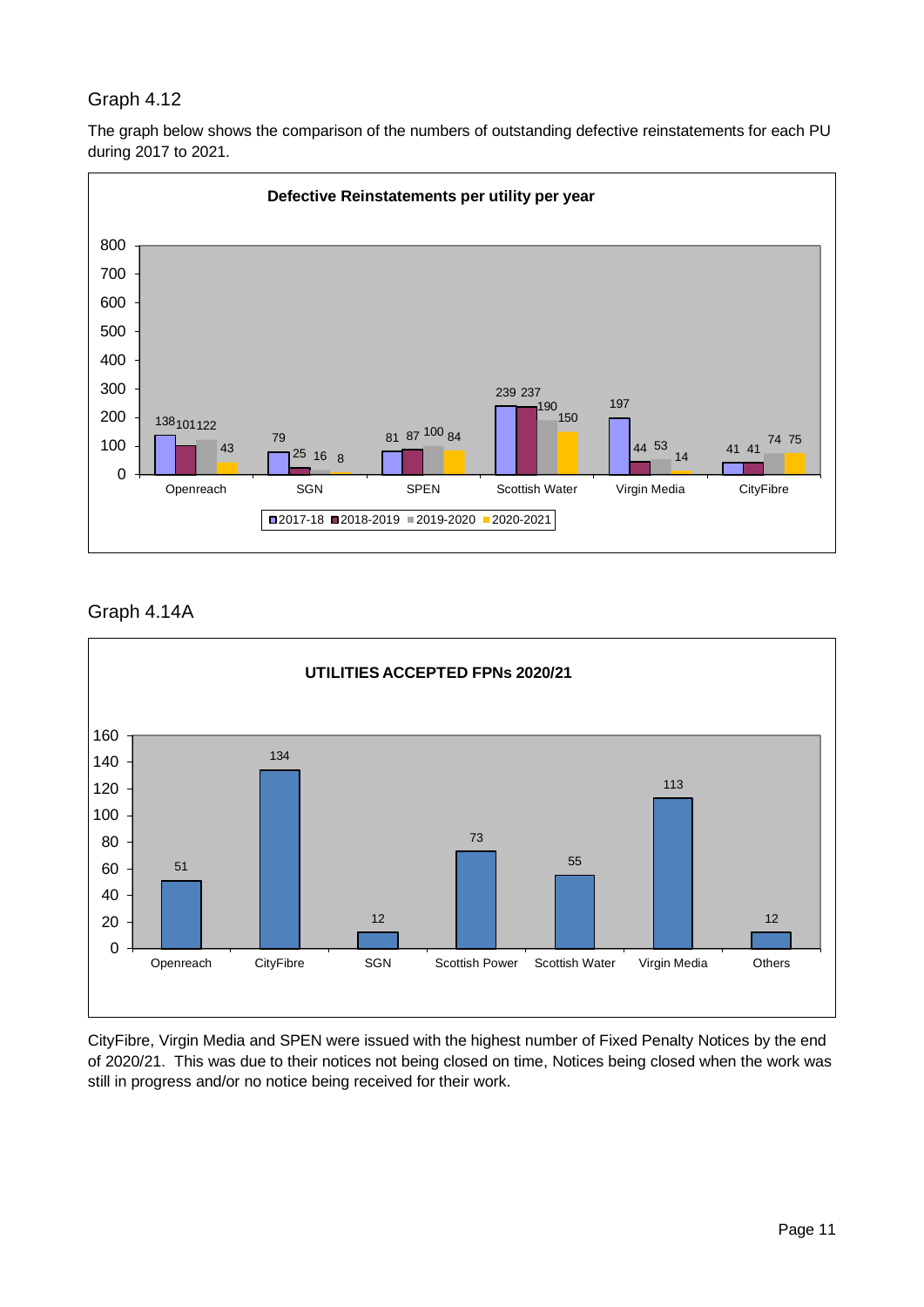## Graph 4.12

The graph below shows the comparison of the numbers of outstanding defective reinstatements for each PU during 2017 to 2021.

**Defective Reinstatements per utility per year**

| | 2017-18 | 2018-2019 | 2019-2020 | 2020-2021 |
|---|---|---|---|---|
| Openreach | 138 | 101 | 122 | 43 |
| SGN | 79 | 25 | 16 | 8 |
| SPEN | 81 | 87 | 100 | 84 |
| Scottish Water | 239 | 237 | 190 | 150 |
| Virgin Media | 197 | 44 | 53 | 14 |
| CityFibre | 41 | 41 | 74 | 75 |

## Graph 4.14A

**UTILITIES ACCEPTED FPNs 2020/21**

| Utility | FPNs |
|---|---|
| Openreach | 51 |
| CityFibre | 134 |
| SGN | 12 |
| Scottish Power | 73 |
| Scottish Water | 55 |
| Virgin Media | 113 |
| Others | 12 |

CityFibre, Virgin Media and SPEN were issued with the highest number of Fixed Penalty Notices by the end of 2020/21. This was due to their notices not being closed on time, Notices being closed when the work was still in progress and/or no notice being received for their work.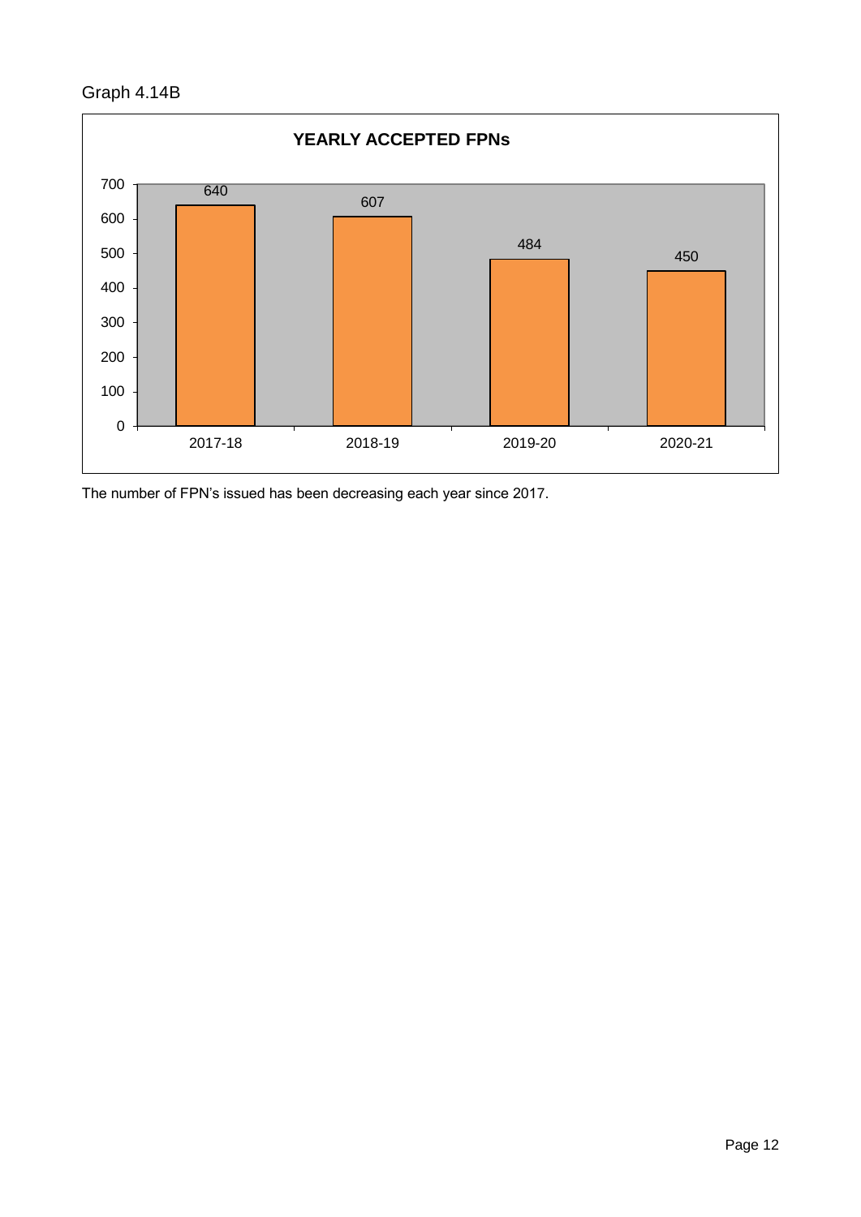Graph 4.14B

YEARLY ACCEPTED FPNs

700
600
500
400
300
200
100
0

640
607
484
450

2017-18
2018-19
2019-20
2020-21

The number of FPN's issued has been decreasing each year since 2017.